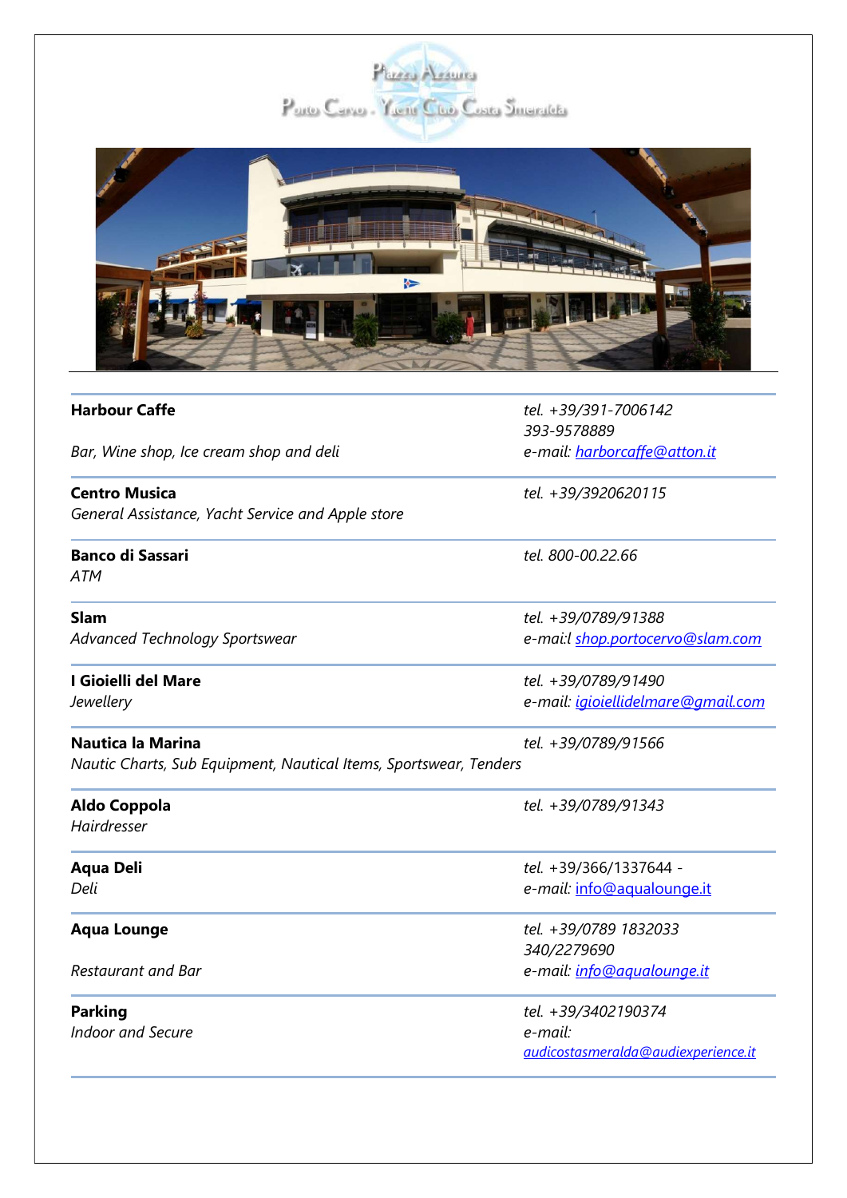# Piazza Azzurra

## Porto Cervo . Yacht Club Costa Smeralda

---

**Harbour Caffe**
*Bar, Wine shop, Ice cream shop and deli*

*tel. +39/391-7006142*
*393-9578889*
*e-mail: harborcaffe@atton.it*

---

**Centro Musica**
*General Assistance, Yacht Service and Apple store*

*tel. +39/3920620115*

---

**Banco di Sassari**
*ATM*

*tel. 800-00.22.66*

---

**Slam**
*Advanced Technology Sportswear*

*tel. +39/0789/91388*
*e-mai:l shop.portocervo@slam.com*

---

**I Gioielli del Mare**
*Jewellery*

*tel. +39/0789/91490*
*e-mail: igioiellidelmare@gmail.com*

---

**Nautica la Marina**
*Nautic Charts, Sub Equipment, Nautical Items, Sportswear, Tenders*

*tel. +39/0789/91566*

---

**Aldo Coppola**
*Hairdresser*

*tel. +39/0789/91343*

---

**Aqua Deli**
*Deli*

*tel.* +39/366/1337644 -
*e-mail:* info@aqualounge.it

---

**Aqua Lounge**
*Restaurant and Bar*

*tel. +39/0789 1832033*
*340/2279690*
*e-mail: info@aqualounge.it*

---

**Parking**
*Indoor and Secure*

*tel. +39/3402190374*
*e-mail:*
*audicostasmeralda@audiexperience.it*

---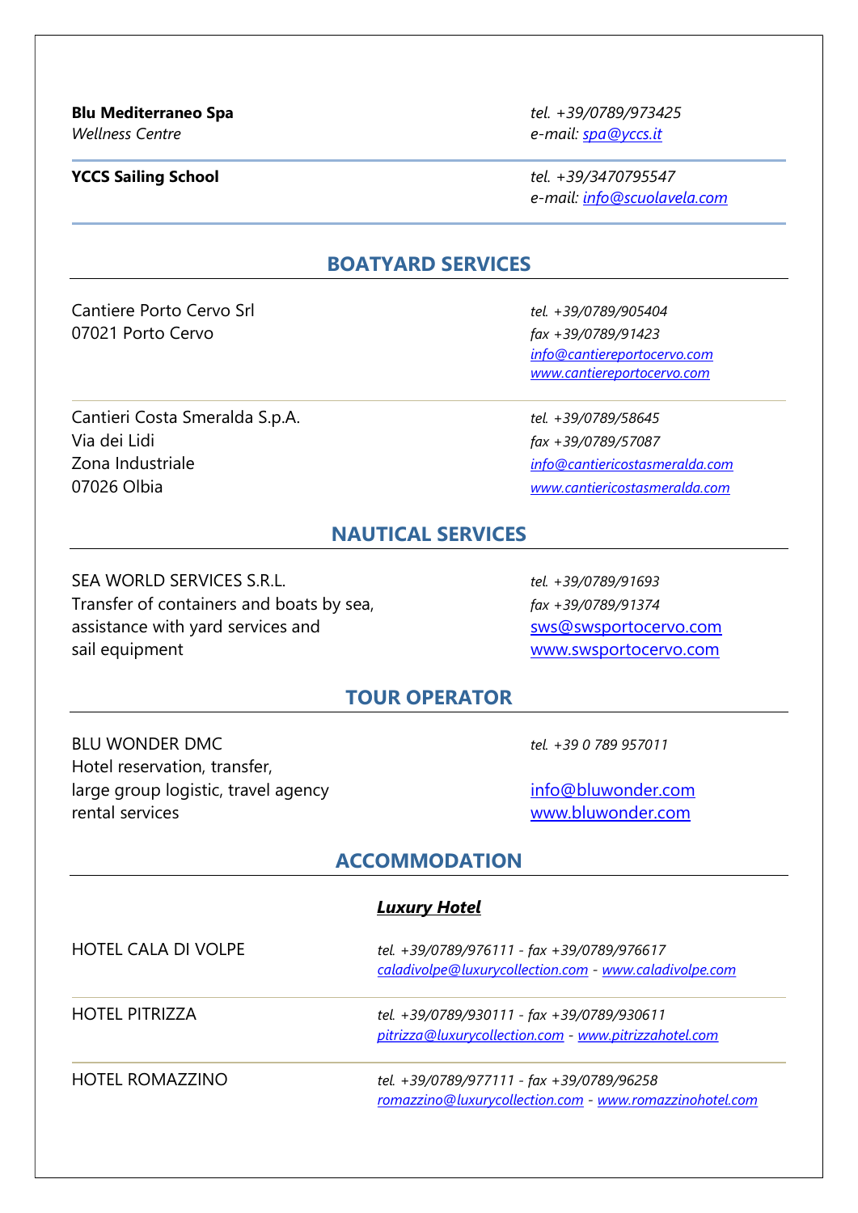**Blu Mediterraneo Spa**
*Wellness Centre*

*tel. +39/0789/973425*
*e-mail: spa@yccs.it*

---

**YCCS Sailing School**

*tel. +39/3470795547*
*e-mail: info@scuolavela.com*

---

## BOATYARD SERVICES

Cantiere Porto Cervo Srl
07021 Porto Cervo

*tel. +39/0789/905404*
*fax +39/0789/91423*
*info@cantiereportocervo.com*
*www.cantiereportocervo.com*

---

Cantieri Costa Smeralda S.p.A.
Via dei Lidi
Zona Industriale
07026 Olbia

*tel. +39/0789/58645*
*fax +39/0789/57087*
*info@cantiericostasmeralda.com*
*www.cantiericostasmeralda.com*

## NAUTICAL SERVICES

SEA WORLD SERVICES S.R.L.
Transfer of containers and boats by sea,
assistance with yard services and
sail equipment

*tel. +39/0789/91693*
*fax +39/0789/91374*
sws@swsportocervo.com
www.swsportocervo.com

## TOUR OPERATOR

BLU WONDER DMC
Hotel reservation, transfer,
large group logistic, travel agency
rental services

*tel. +39 0 789 957011*

info@bluwonder.com
www.bluwonder.com

## ACCOMMODATION

### ***Luxury Hotel***

HOTEL CALA DI VOLPE

*tel. +39/0789/976111 - fax +39/0789/976617*
*caladivolpe@luxurycollection.com - www.caladivolpe.com*

---

HOTEL PITRIZZA

*tel. +39/0789/930111 - fax +39/0789/930611*
*pitrizza@luxurycollection.com - www.pitrizzahotel.com*

---

HOTEL ROMAZZINO

*tel. +39/0789/977111 - fax +39/0789/96258*
*romazzino@luxurycollection.com - www.romazzinohotel.com*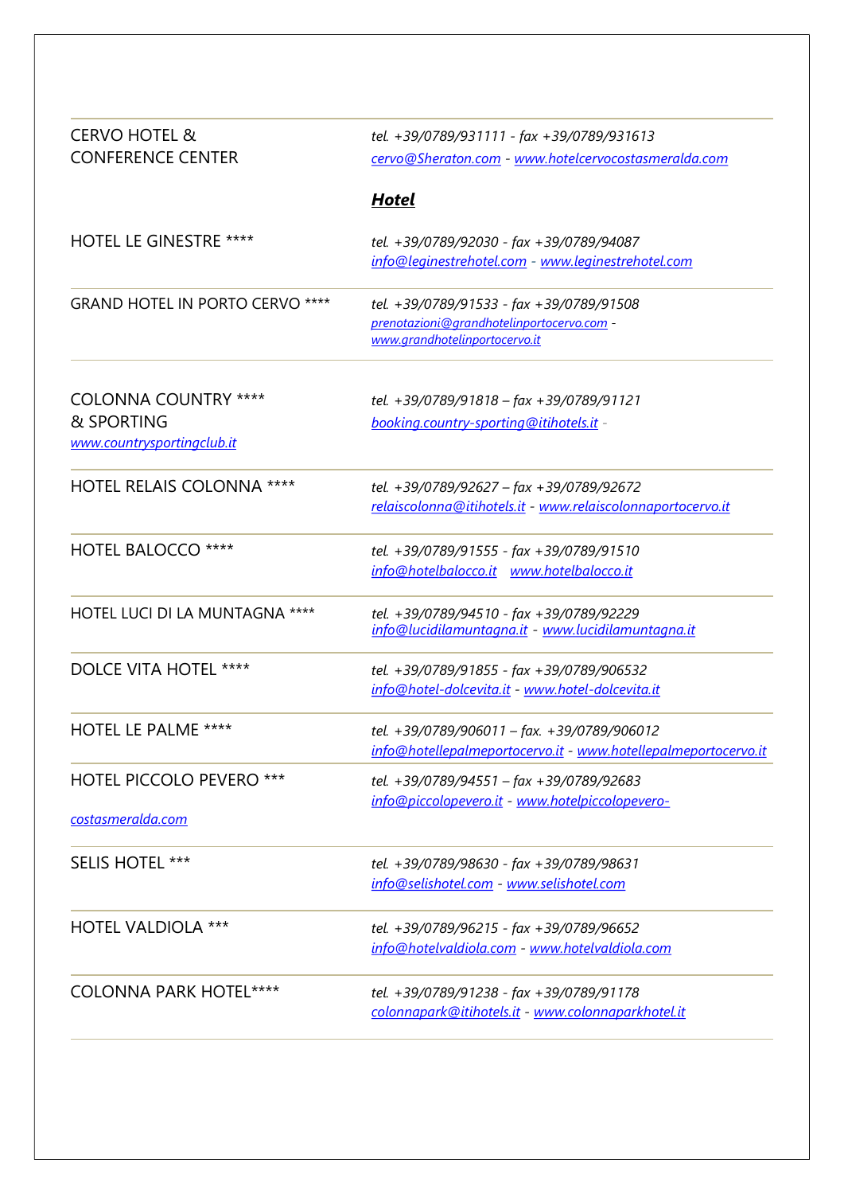CERVO HOTEL & CONFERENCE CENTER

*tel. +39/0789/931111 - fax +39/0789/931613*
*cervo@Sheraton.com - www.hotelcervocostasmeralda.com*

## ***Hotel***

HOTEL LE GINESTRE ****

*tel. +39/0789/92030 - fax +39/0789/94087*
*info@leginestrehotel.com - www.leginestrehotel.com*

GRAND HOTEL IN PORTO CERVO ****

*tel. +39/0789/91533 - fax +39/0789/91508*
*prenotazioni@grandhotelinportocervo.com - www.grandhotelinportocervo.it*

COLONNA COUNTRY **** & SPORTING
*www.countrysportingclub.it*

*tel. +39/0789/91818 – fax +39/0789/91121*
*booking.country-sporting@itihotels.it -*

HOTEL RELAIS COLONNA ****

*tel. +39/0789/92627 – fax +39/0789/92672*
*relaiscolonna@itihotels.it - www.relaiscolonnaportocervo.it*

HOTEL BALOCCO ****

*tel. +39/0789/91555 - fax +39/0789/91510*
*info@hotelbalocco.it www.hotelbalocco.it*

HOTEL LUCI DI LA MUNTAGNA ****

*tel. +39/0789/94510 - fax +39/0789/92229*
*info@lucidilamuntagna.it - www.lucidilamuntagna.it*

DOLCE VITA HOTEL ****

*tel. +39/0789/91855 - fax +39/0789/906532*
*info@hotel-dolcevita.it - www.hotel-dolcevita.it*

HOTEL LE PALME ****

*tel. +39/0789/906011 – fax. +39/0789/906012*
*info@hotellepalmeportocervo.it - www.hotellepalmeportocervo.it*

HOTEL PICCOLO PEVERO ***

*tel. +39/0789/94551 – fax +39/0789/92683*
*info@piccolopevero.it - www.hotelpiccolopevero-costasmeralda.com*

SELIS HOTEL ***

*tel. +39/0789/98630 - fax +39/0789/98631*
*info@selishotel.com - www.selishotel.com*

HOTEL VALDIOLA ***

*tel. +39/0789/96215 - fax +39/0789/96652*
*info@hotelvaldiola.com - www.hotelvaldiola.com*

COLONNA PARK HOTEL****

*tel. +39/0789/91238 - fax +39/0789/91178*
*colonnapark@itihotels.it - www.colonnaparkhotel.it*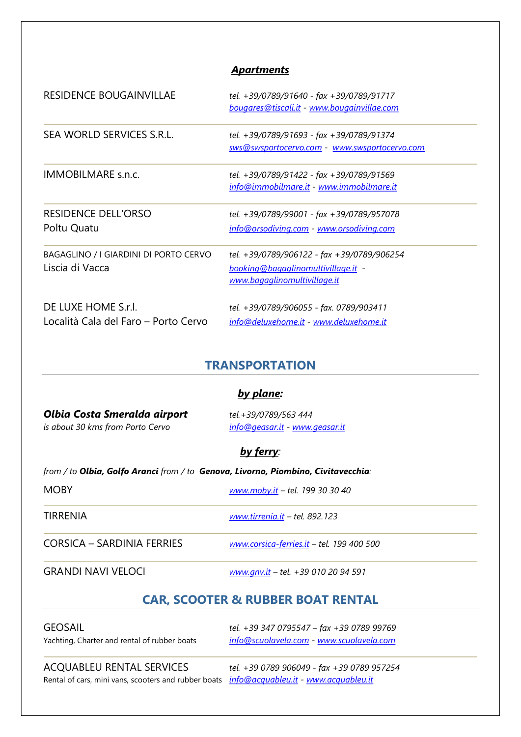### ***Apartments***

| | |
|---|---|
| RESIDENCE BOUGAINVILLAE | *tel. +39/0789/91640 - fax +39/0789/91717*<br>*bougares@tiscali.it - www.bougainvillae.com* |
| SEA WORLD SERVICES S.R.L. | *tel. +39/0789/91693 - fax +39/0789/91374*<br>*sws@swsportocervo.com - www.swsportocervo.com* |
| IMMOBILMARE s.n.c. | *tel. +39/0789/91422 - fax +39/0789/91569*<br>*info@immobilmare.it - www.immobilmare.it* |
| RESIDENCE DELL'ORSO<br>Poltu Quatu | *tel. +39/0789/99001 - fax +39/0789/957078*<br>*info@orsodiving.com - www.orsodiving.com* |
| BAGAGLINO / I GIARDINI DI PORTO CERVO<br>Liscia di Vacca | *tel. +39/0789/906122 - fax +39/0789/906254*<br>*booking@bagaglinomultivillage.it - www.bagaglinomultivillage.it* |
| DE LUXE HOME S.r.l.<br>Località Cala del Faro – Porto Cervo | *tel. +39/0789/906055 - fax. 0789/903411*<br>*info@deluxehome.it - www.deluxehome.it* |

## TRANSPORTATION

### ***by plane:***

***Olbia Costa Smeralda airport***
*is about 30 kms from Porto Cervo*

*tel.+39/0789/563 444*
*info@geasar.it - www.geasar.it*

### ***by ferry:***

*from / to* ***Olbia, Golfo Aranci*** *from / to* ***Genova, Livorno, Piombino, Civitavecchia:***

| | |
|---|---|
| MOBY | *www.moby.it – tel. 199 30 30 40* |
| TIRRENIA | *www.tirrenia.it – tel. 892.123* |
| CORSICA – SARDINIA FERRIES | *www.corsica-ferries.it – tel. 199 400 500* |
| GRANDI NAVI VELOCI | *www.gnv.it – tel. +39 010 20 94 591* |

## CAR, SCOOTER & RUBBER BOAT RENTAL

| | |
|---|---|
| GEOSAIL<br>Yachting, Charter and rental of rubber boats | *tel. +39 347 0795547 – fax +39 0789 99769*<br>*info@scuolavela.com - www.scuolavela.com* |
| ACQUABLEU RENTAL SERVICES<br>Rental of cars, mini vans, scooters and rubber boats | *tel. +39 0789 906049 - fax +39 0789 957254*<br>*info@acquableu.it - www.acquableu.it* |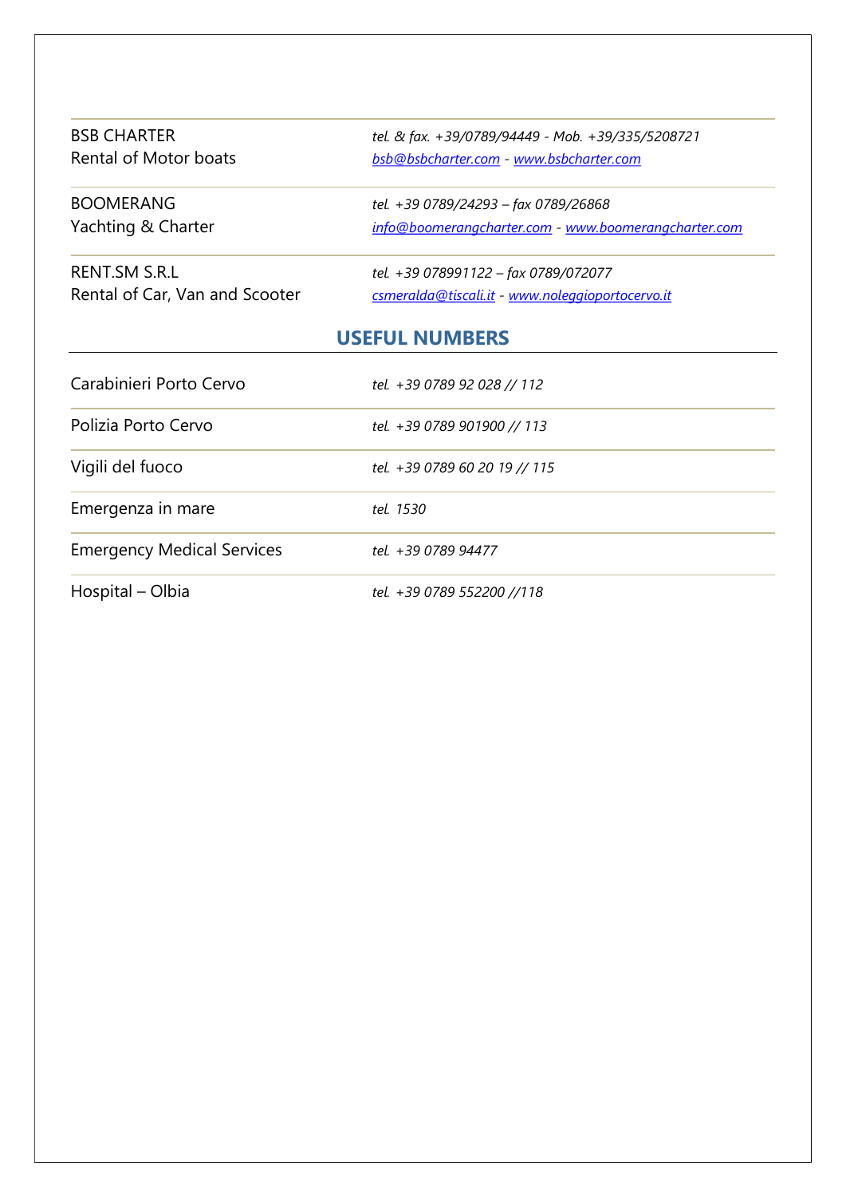| | |
|---|---|
| BSB CHARTER<br>Rental of Motor boats | *tel. & fax. +39/0789/94449 - Mob. +39/335/5208721*<br>*bsb@bsbcharter.com - www.bsbcharter.com* |
| BOOMERANG<br>Yachting & Charter | *tel. +39 0789/24293 – fax 0789/26868*<br>*info@boomerangcharter.com - www.boomerangcharter.com* |
| RENT.SM S.R.L<br>Rental of Car, Van and Scooter | *tel. +39 078991122 – fax 0789/072077*<br>*csmeralda@tiscali.it - www.noleggioportocervo.it* |

## USEFUL NUMBERS

| | |
|---|---|
| Carabinieri Porto Cervo | *tel. +39 0789 92 028 // 112* |
| Polizia Porto Cervo | *tel. +39 0789 901900 // 113* |
| Vigili del fuoco | *tel. +39 0789 60 20 19 // 115* |
| Emergenza in mare | *tel. 1530* |
| Emergency Medical Services | *tel. +39 0789 94477* |
| Hospital – Olbia | *tel. +39 0789 552200 //118* |